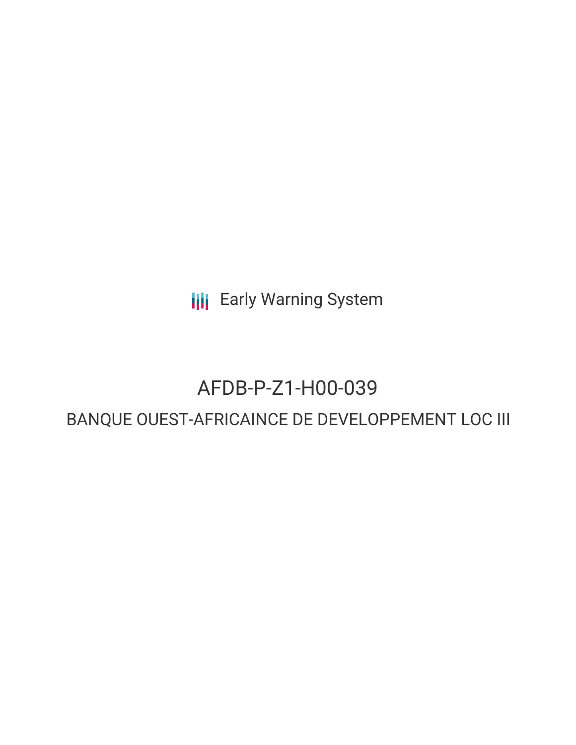Early Warning System

# AFDB-P-Z1-H00-039

## BANQUE OUEST-AFRICAINCE DE DEVELOPPEMENT LOC III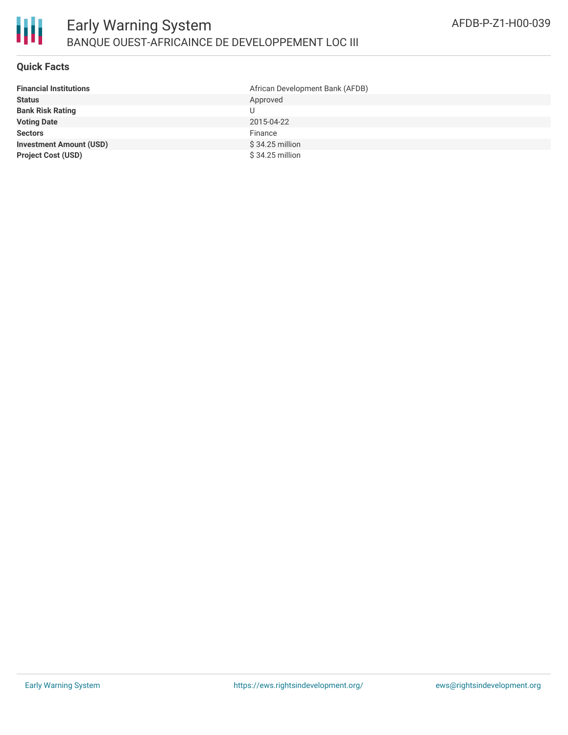# Early Warning System

## BANQUE OUEST-AFRICAINCE DE DEVELOPPEMENT LOC III

AFDB-P-Z1-H00-039

### Quick Facts

| | |
|---|---|
| **Financial Institutions** | African Development Bank (AFDB) |
| **Status** | Approved |
| **Bank Risk Rating** | U |
| **Voting Date** | 2015-04-22 |
| **Sectors** | Finance |
| **Investment Amount (USD)** | $ 34.25 million |
| **Project Cost (USD)** | $ 34.25 million |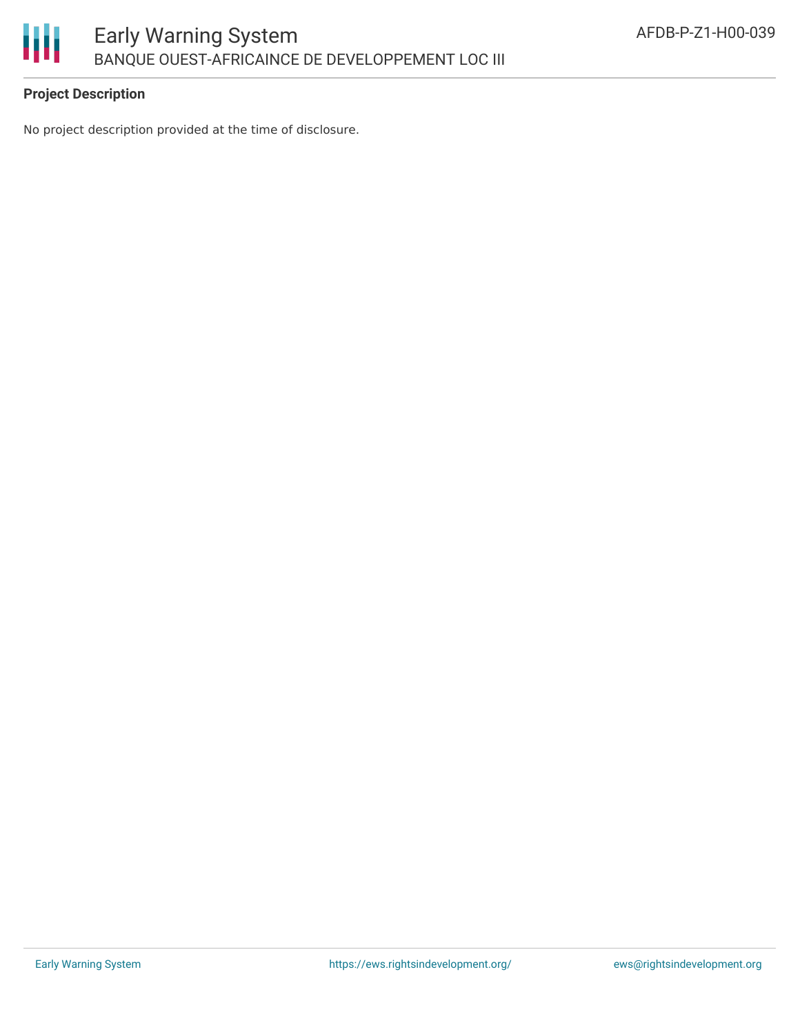## Project Description

No project description provided at the time of disclosure.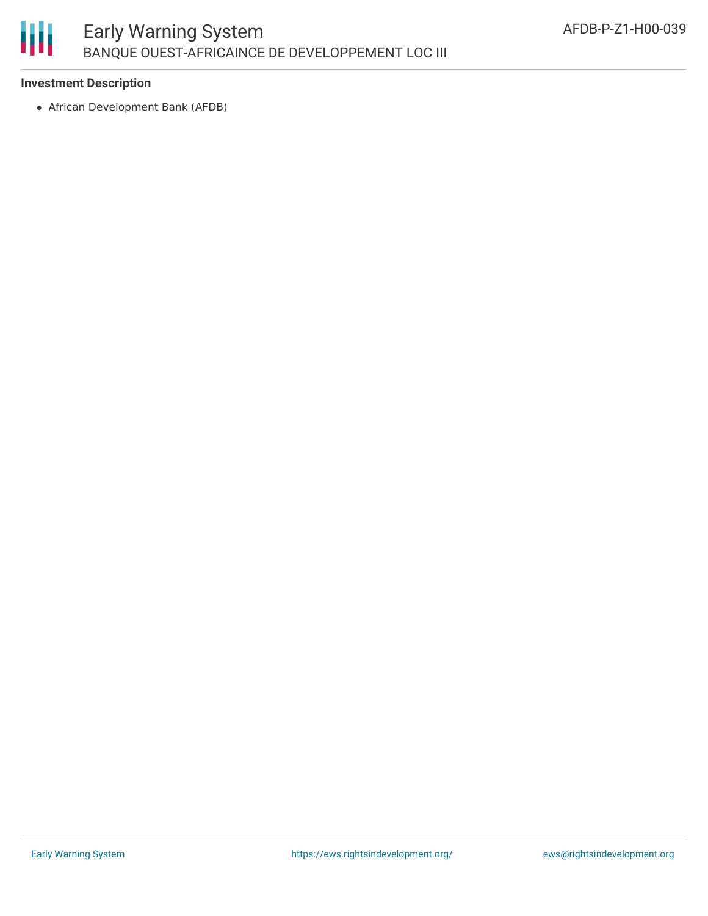### Investment Description

- African Development Bank (AFDB)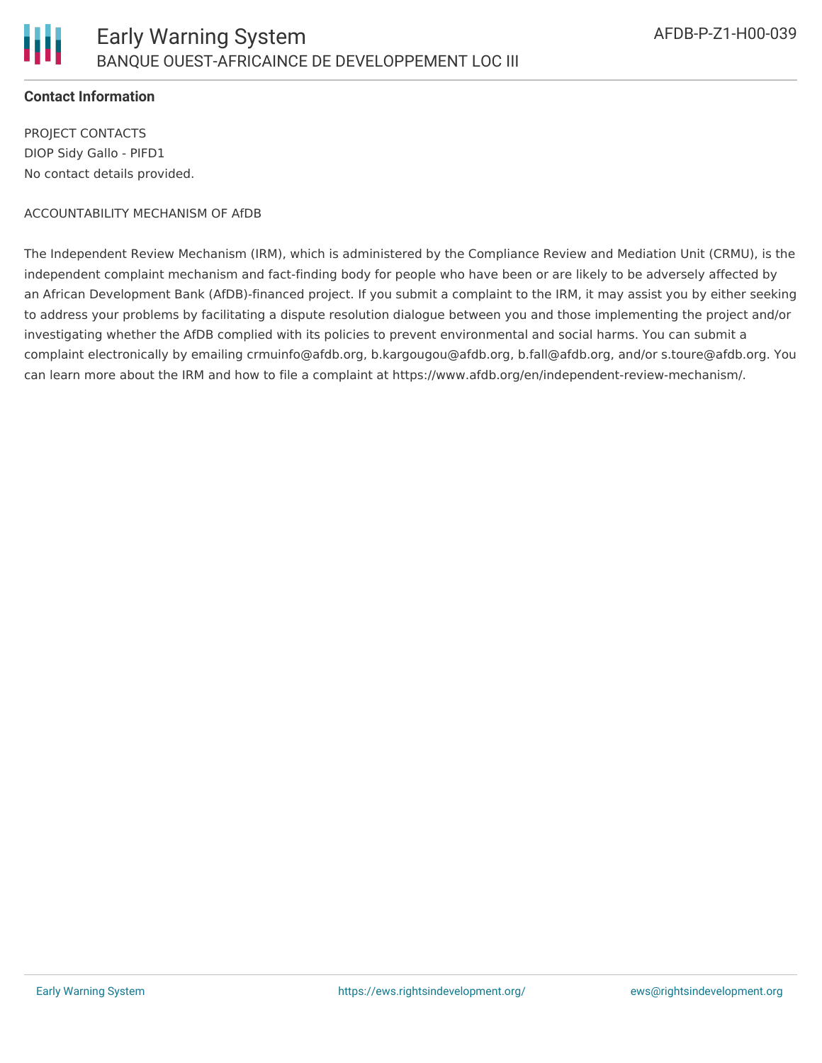**Contact Information**

PROJECT CONTACTS
DIOP Sidy Gallo - PIFD1
No contact details provided.

ACCOUNTABILITY MECHANISM OF AfDB

The Independent Review Mechanism (IRM), which is administered by the Compliance Review and Mediation Unit (CRMU), is the independent complaint mechanism and fact-finding body for people who have been or are likely to be adversely affected by an African Development Bank (AfDB)-financed project. If you submit a complaint to the IRM, it may assist you by either seeking to address your problems by facilitating a dispute resolution dialogue between you and those implementing the project and/or investigating whether the AfDB complied with its policies to prevent environmental and social harms. You can submit a complaint electronically by emailing crmuinfo@afdb.org, b.kargougou@afdb.org, b.fall@afdb.org, and/or s.toure@afdb.org. You can learn more about the IRM and how to file a complaint at https://www.afdb.org/en/independent-review-mechanism/.